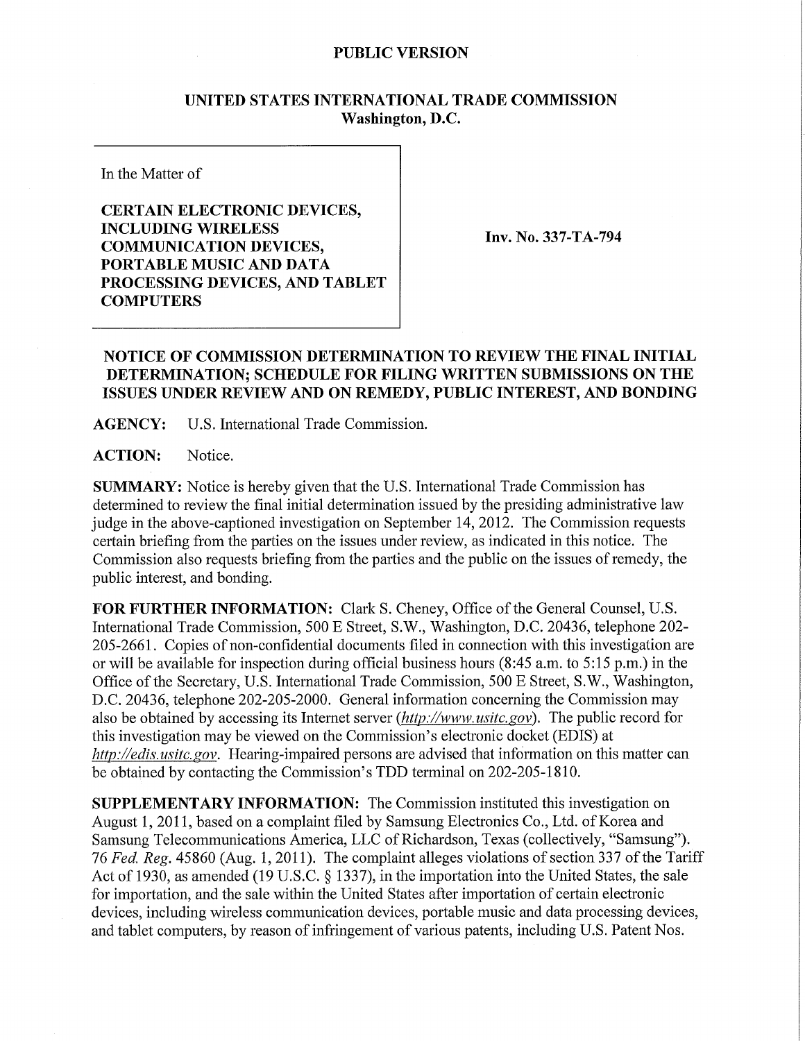**PUBLIC VERSION**

**UNITED STATES INTERNATIONAL TRADE COMMISSION**
**Washington, D.C.**

In the Matter of

**CERTAIN ELECTRONIC DEVICES, INCLUDING WIRELESS COMMUNICATION DEVICES, PORTABLE MUSIC AND DATA PROCESSING DEVICES, AND TABLET COMPUTERS**

**Inv. No. 337-TA-794**

## NOTICE OF COMMISSION DETERMINATION TO REVIEW THE FINAL INITIAL DETERMINATION; SCHEDULE FOR FILING WRITTEN SUBMISSIONS ON THE ISSUES UNDER REVIEW AND ON REMEDY, PUBLIC INTEREST, AND BONDING

**AGENCY:** U.S. International Trade Commission.

**ACTION:** Notice.

**SUMMARY:** Notice is hereby given that the U.S. International Trade Commission has determined to review the final initial determination issued by the presiding administrative law judge in the above-captioned investigation on September 14, 2012. The Commission requests certain briefing from the parties on the issues under review, as indicated in this notice. The Commission also requests briefing from the parties and the public on the issues of remedy, the public interest, and bonding.

**FOR FURTHER INFORMATION:** Clark S. Cheney, Office of the General Counsel, U.S. International Trade Commission, 500 E Street, S.W., Washington, D.C. 20436, telephone 202-205-2661. Copies of non-confidential documents filed in connection with this investigation are or will be available for inspection during official business hours (8:45 a.m. to 5:15 p.m.) in the Office of the Secretary, U.S. International Trade Commission, 500 E Street, S.W., Washington, D.C. 20436, telephone 202-205-2000. General information concerning the Commission may also be obtained by accessing its Internet server (*http://www.usitc.gov*). The public record for this investigation may be viewed on the Commission's electronic docket (EDIS) at *http://edis.usitc.gov*. Hearing-impaired persons are advised that information on this matter can be obtained by contacting the Commission's TDD terminal on 202-205-1810.

**SUPPLEMENTARY INFORMATION:** The Commission instituted this investigation on August 1, 2011, based on a complaint filed by Samsung Electronics Co., Ltd. of Korea and Samsung Telecommunications America, LLC of Richardson, Texas (collectively, "Samsung"). 76 *Fed. Reg.* 45860 (Aug. 1, 2011). The complaint alleges violations of section 337 of the Tariff Act of 1930, as amended (19 U.S.C. § 1337), in the importation into the United States, the sale for importation, and the sale within the United States after importation of certain electronic devices, including wireless communication devices, portable music and data processing devices, and tablet computers, by reason of infringement of various patents, including U.S. Patent Nos.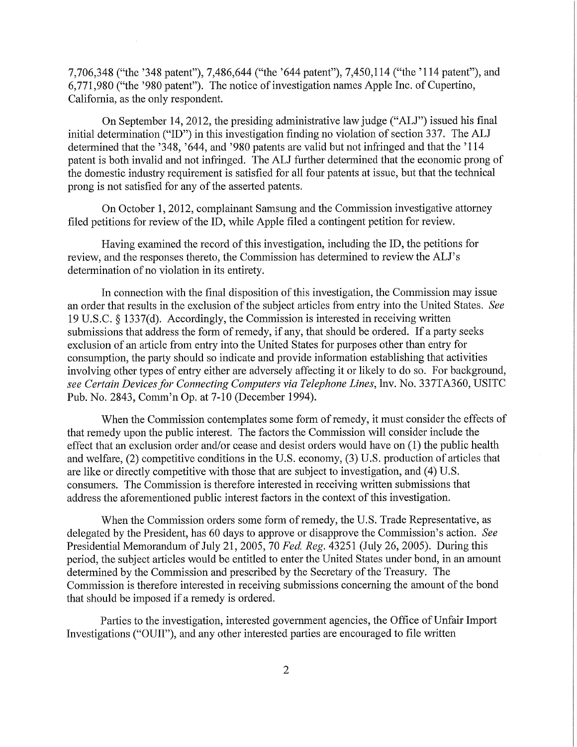7,706,348 ("the '348 patent"), 7,486,644 ("the '644 patent"), 7,450,114 ("the '114 patent"), and 6,771,980 ("the '980 patent"). The notice of investigation names Apple Inc. of Cupertino, California, as the only respondent.

On September 14, 2012, the presiding administrative law judge ("ALJ") issued his final initial determination ("ID") in this investigation finding no violation of section 337. The ALJ determined that the '348, '644, and '980 patents are valid but not infringed and that the '114 patent is both invalid and not infringed. The ALJ further determined that the economic prong of the domestic industry requirement is satisfied for all four patents at issue, but that the technical prong is not satisfied for any of the asserted patents.

On October 1, 2012, complainant Samsung and the Commission investigative attorney filed petitions for review of the ID, while Apple filed a contingent petition for review.

Having examined the record of this investigation, including the ID, the petitions for review, and the responses thereto, the Commission has determined to review the ALJ's determination of no violation in its entirety.

In connection with the final disposition of this investigation, the Commission may issue an order that results in the exclusion of the subject articles from entry into the United States. *See* 19 U.S.C. § 1337(d). Accordingly, the Commission is interested in receiving written submissions that address the form of remedy, if any, that should be ordered. If a party seeks exclusion of an article from entry into the United States for purposes other than entry for consumption, the party should so indicate and provide information establishing that activities involving other types of entry either are adversely affecting it or likely to do so. For background, *see Certain Devices for Connecting Computers via Telephone Lines*, Inv. No. 337TA360, USITC Pub. No. 2843, Comm'n Op. at 7-10 (December 1994).

When the Commission contemplates some form of remedy, it must consider the effects of that remedy upon the public interest. The factors the Commission will consider include the effect that an exclusion order and/or cease and desist orders would have on (1) the public health and welfare, (2) competitive conditions in the U.S. economy, (3) U.S. production of articles that are like or directly competitive with those that are subject to investigation, and (4) U.S. consumers. The Commission is therefore interested in receiving written submissions that address the aforementioned public interest factors in the context of this investigation.

When the Commission orders some form of remedy, the U.S. Trade Representative, as delegated by the President, has 60 days to approve or disapprove the Commission's action. *See* Presidential Memorandum of July 21, 2005, 70 *Fed. Reg.* 43251 (July 26, 2005). During this period, the subject articles would be entitled to enter the United States under bond, in an amount determined by the Commission and prescribed by the Secretary of the Treasury. The Commission is therefore interested in receiving submissions concerning the amount of the bond that should be imposed if a remedy is ordered.

Parties to the investigation, interested government agencies, the Office of Unfair Import Investigations ("OUII"), and any other interested parties are encouraged to file written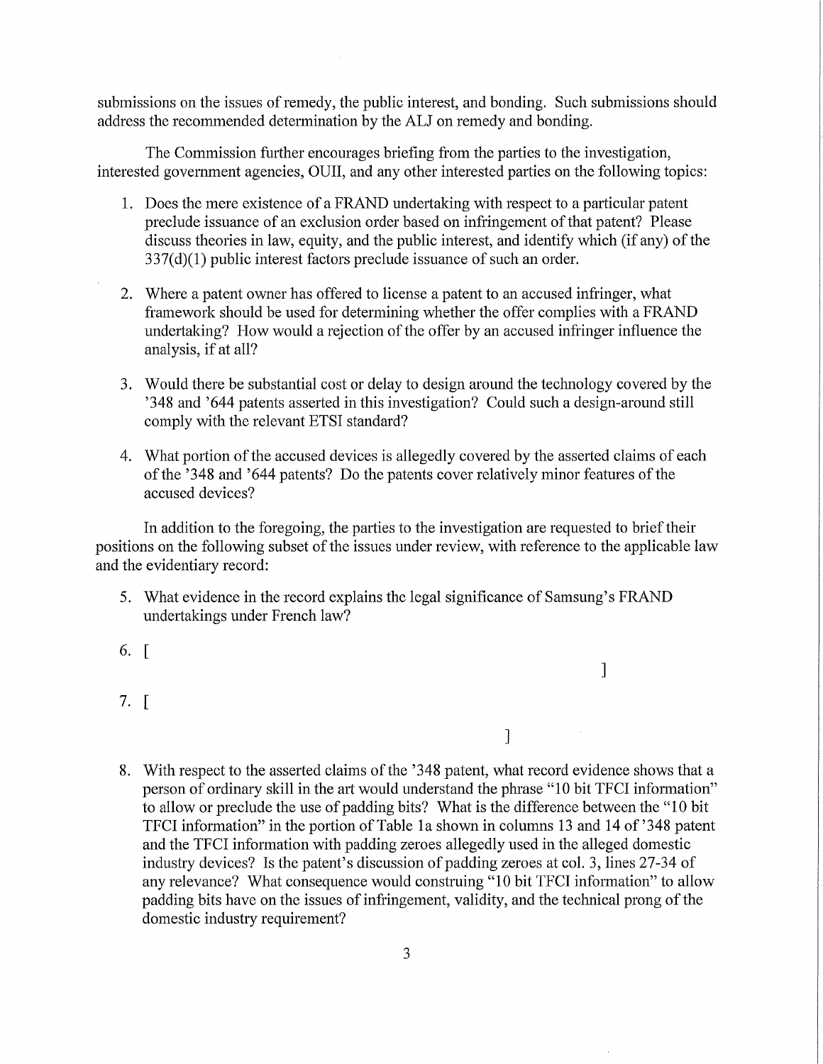submissions on the issues of remedy, the public interest, and bonding. Such submissions should address the recommended determination by the ALJ on remedy and bonding.

The Commission further encourages briefing from the parties to the investigation, interested government agencies, OUII, and any other interested parties on the following topics:

1. Does the mere existence of a FRAND undertaking with respect to a particular patent preclude issuance of an exclusion order based on infringement of that patent? Please discuss theories in law, equity, and the public interest, and identify which (if any) of the 337(d)(1) public interest factors preclude issuance of such an order.

2. Where a patent owner has offered to license a patent to an accused infringer, what framework should be used for determining whether the offer complies with a FRAND undertaking? How would a rejection of the offer by an accused infringer influence the analysis, if at all?

3. Would there be substantial cost or delay to design around the technology covered by the '348 and '644 patents asserted in this investigation? Could such a design-around still comply with the relevant ETSI standard?

4. What portion of the accused devices is allegedly covered by the asserted claims of each of the '348 and '644 patents? Do the patents cover relatively minor features of the accused devices?

In addition to the foregoing, the parties to the investigation are requested to brief their positions on the following subset of the issues under review, with reference to the applicable law and the evidentiary record:

5. What evidence in the record explains the legal significance of Samsung's FRAND undertakings under French law?

6. [ ]

7. [ ]

8. With respect to the asserted claims of the '348 patent, what record evidence shows that a person of ordinary skill in the art would understand the phrase "10 bit TFCI information" to allow or preclude the use of padding bits? What is the difference between the "10 bit TFCI information" in the portion of Table 1a shown in columns 13 and 14 of '348 patent and the TFCI information with padding zeroes allegedly used in the alleged domestic industry devices? Is the patent's discussion of padding zeroes at col. 3, lines 27-34 of any relevance? What consequence would construing "10 bit TFCI information" to allow padding bits have on the issues of infringement, validity, and the technical prong of the domestic industry requirement?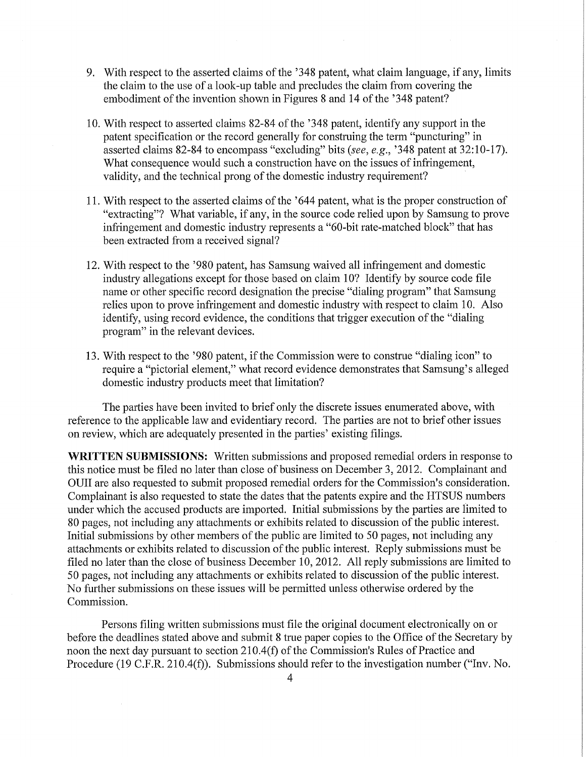9. With respect to the asserted claims of the '348 patent, what claim language, if any, limits the claim to the use of a look-up table and precludes the claim from covering the embodiment of the invention shown in Figures 8 and 14 of the '348 patent?

10. With respect to asserted claims 82-84 of the '348 patent, identify any support in the patent specification or the record generally for construing the term "puncturing" in asserted claims 82-84 to encompass "excluding" bits (*see, e.g.*, '348 patent at 32:10-17). What consequence would such a construction have on the issues of infringement, validity, and the technical prong of the domestic industry requirement?

11. With respect to the asserted claims of the '644 patent, what is the proper construction of "extracting"? What variable, if any, in the source code relied upon by Samsung to prove infringement and domestic industry represents a "60-bit rate-matched block" that has been extracted from a received signal?

12. With respect to the '980 patent, has Samsung waived all infringement and domestic industry allegations except for those based on claim 10? Identify by source code file name or other specific record designation the precise "dialing program" that Samsung relies upon to prove infringement and domestic industry with respect to claim 10. Also identify, using record evidence, the conditions that trigger execution of the "dialing program" in the relevant devices.

13. With respect to the '980 patent, if the Commission were to construe "dialing icon" to require a "pictorial element," what record evidence demonstrates that Samsung's alleged domestic industry products meet that limitation?

The parties have been invited to brief only the discrete issues enumerated above, with reference to the applicable law and evidentiary record. The parties are not to brief other issues on review, which are adequately presented in the parties' existing filings.

**WRITTEN SUBMISSIONS:** Written submissions and proposed remedial orders in response to this notice must be filed no later than close of business on December 3, 2012. Complainant and OUII are also requested to submit proposed remedial orders for the Commission's consideration. Complainant is also requested to state the dates that the patents expire and the HTSUS numbers under which the accused products are imported. Initial submissions by the parties are limited to 80 pages, not including any attachments or exhibits related to discussion of the public interest. Initial submissions by other members of the public are limited to 50 pages, not including any attachments or exhibits related to discussion of the public interest. Reply submissions must be filed no later than the close of business December 10, 2012. All reply submissions are limited to 50 pages, not including any attachments or exhibits related to discussion of the public interest. No further submissions on these issues will be permitted unless otherwise ordered by the Commission.

Persons filing written submissions must file the original document electronically on or before the deadlines stated above and submit 8 true paper copies to the Office of the Secretary by noon the next day pursuant to section 210.4(f) of the Commission's Rules of Practice and Procedure (19 C.F.R. 210.4(f)). Submissions should refer to the investigation number ("Inv. No.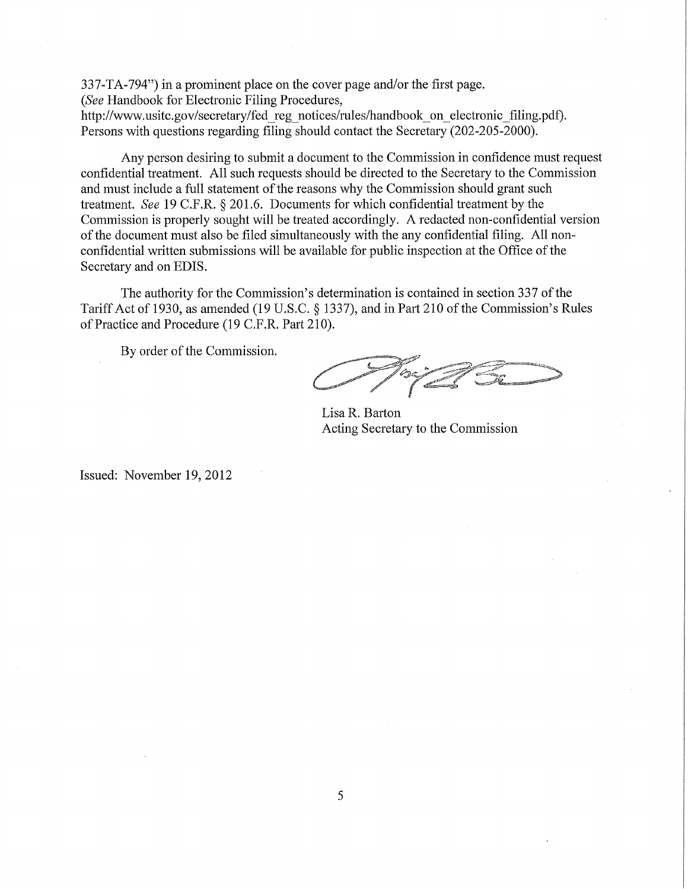337-TA-794") in a prominent place on the cover page and/or the first page. (*See* Handbook for Electronic Filing Procedures, http://www.usitc.gov/secretary/fed_reg_notices/rules/handbook_on_electronic_filing.pdf). Persons with questions regarding filing should contact the Secretary (202-205-2000).

Any person desiring to submit a document to the Commission in confidence must request confidential treatment. All such requests should be directed to the Secretary to the Commission and must include a full statement of the reasons why the Commission should grant such treatment. *See* 19 C.F.R. § 201.6. Documents for which confidential treatment by the Commission is properly sought will be treated accordingly. A redacted non-confidential version of the document must also be filed simultaneously with the any confidential filing. All non-confidential written submissions will be available for public inspection at the Office of the Secretary and on EDIS.

The authority for the Commission's determination is contained in section 337 of the Tariff Act of 1930, as amended (19 U.S.C. § 1337), and in Part 210 of the Commission's Rules of Practice and Procedure (19 C.F.R. Part 210).

By order of the Commission.

Lisa R. Barton
Acting Secretary to the Commission

Issued: November 19, 2012